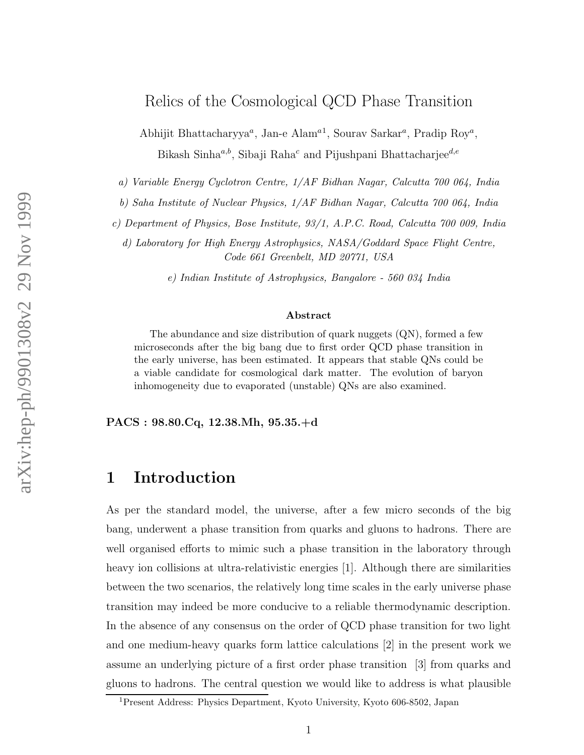# Relics of the Cosmological QCD Phase Transition

Abhijit Bhattacharyya[a], Jan-e Alam[a1], Sourav Sarkar[a], Pradip Roy[a], Bikash Sinha[a,b], Sibaji Raha[c] and Pijushpani Bhattacharjee[d,e]

*a) Variable Energy Cyclotron Centre, 1/AF Bidhan Nagar, Calcutta 700 064, India*

*b) Saha Institute of Nuclear Physics, 1/AF Bidhan Nagar, Calcutta 700 064, India*

*c) Department of Physics, Bose Institute, 93/1, A.P.C. Road, Calcutta 700 009, India*

*d) Laboratory for High Energy Astrophysics, NASA/Goddard Space Flight Centre, Code 661 Greenbelt, MD 20771, USA*

*e) Indian Institute of Astrophysics, Bangalore - 560 034 India*

**Abstract**

The abundance and size distribution of quark nuggets (QN), formed a few microseconds after the big bang due to first order QCD phase transition in the early universe, has been estimated. It appears that stable QNs could be a viable candidate for cosmological dark matter. The evolution of baryon inhomogeneity due to evaporated (unstable) QNs are also examined.

**PACS : 98.80.Cq, 12.38.Mh, 95.35.+d**

## 1 Introduction

As per the standard model, the universe, after a few micro seconds of the big bang, underwent a phase transition from quarks and gluons to hadrons. There are well organised efforts to mimic such a phase transition in the laboratory through heavy ion collisions at ultra-relativistic energies [1]. Although there are similarities between the two scenarios, the relatively long time scales in the early universe phase transition may indeed be more conducive to a reliable thermodynamic description. In the absence of any consensus on the order of QCD phase transition for two light and one medium-heavy quarks form lattice calculations [2] in the present work we assume an underlying picture of a first order phase transition [3] from quarks and gluons to hadrons. The central question we would like to address is what plausible

[1] Present Address: Physics Department, Kyoto University, Kyoto 606-8502, Japan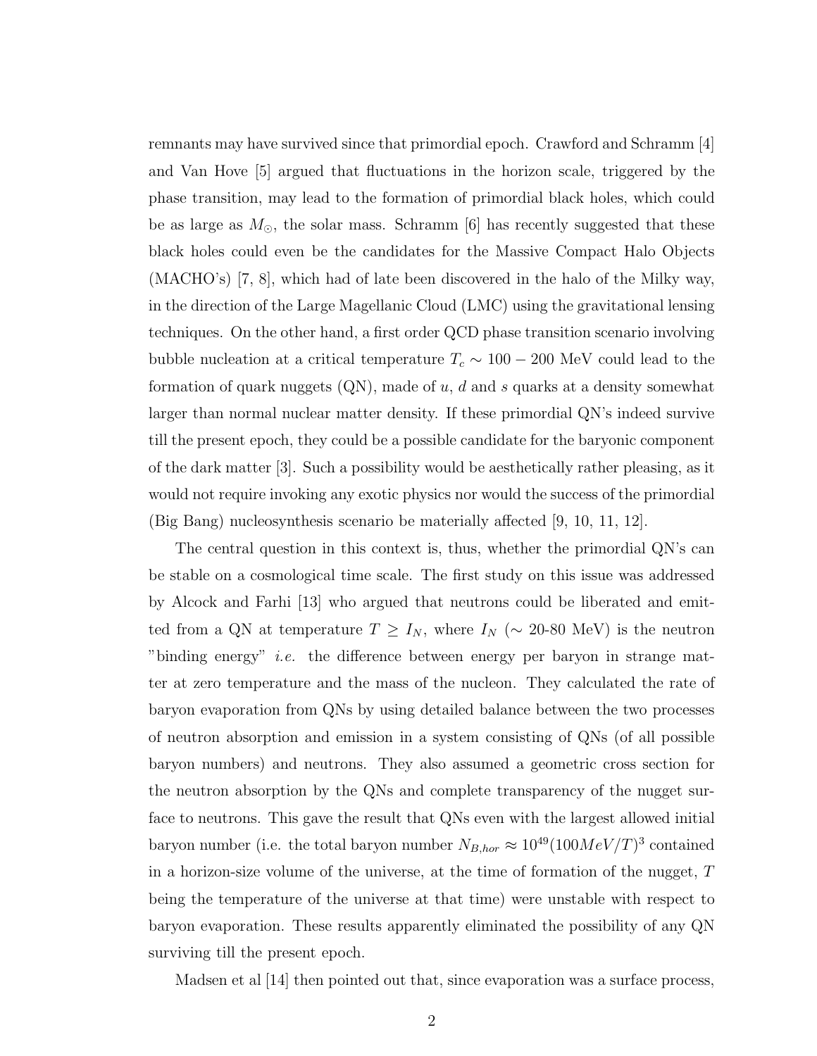remnants may have survived since that primordial epoch. Crawford and Schramm [4] and Van Hove [5] argued that fluctuations in the horizon scale, triggered by the phase transition, may lead to the formation of primordial black holes, which could be as large as $M_{\odot}$, the solar mass. Schramm [6] has recently suggested that these black holes could even be the candidates for the Massive Compact Halo Objects (MACHO's) [7, 8], which had of late been discovered in the halo of the Milky way, in the direction of the Large Magellanic Cloud (LMC) using the gravitational lensing techniques. On the other hand, a first order QCD phase transition scenario involving bubble nucleation at a critical temperature $T_c \sim 100 - 200$ MeV could lead to the formation of quark nuggets (QN), made of $u$, $d$ and $s$ quarks at a density somewhat larger than normal nuclear matter density. If these primordial QN's indeed survive till the present epoch, they could be a possible candidate for the baryonic component of the dark matter [3]. Such a possibility would be aesthetically rather pleasing, as it would not require invoking any exotic physics nor would the success of the primordial (Big Bang) nucleosynthesis scenario be materially affected [9, 10, 11, 12].

The central question in this context is, thus, whether the primordial QN's can be stable on a cosmological time scale. The first study on this issue was addressed by Alcock and Farhi [13] who argued that neutrons could be liberated and emitted from a QN at temperature $T \geq I_N$, where $I_N$ ($\sim$ 20-80 MeV) is the neutron "binding energy" *i.e.* the difference between energy per baryon in strange matter at zero temperature and the mass of the nucleon. They calculated the rate of baryon evaporation from QNs by using detailed balance between the two processes of neutron absorption and emission in a system consisting of QNs (of all possible baryon numbers) and neutrons. They also assumed a geometric cross section for the neutron absorption by the QNs and complete transparency of the nugget surface to neutrons. This gave the result that QNs even with the largest allowed initial baryon number (i.e. the total baryon number $N_{B,hor} \approx 10^{49}(100MeV/T)^3$ contained in a horizon-size volume of the universe, at the time of formation of the nugget, $T$ being the temperature of the universe at that time) were unstable with respect to baryon evaporation. These results apparently eliminated the possibility of any QN surviving till the present epoch.

Madsen et al [14] then pointed out that, since evaporation was a surface process,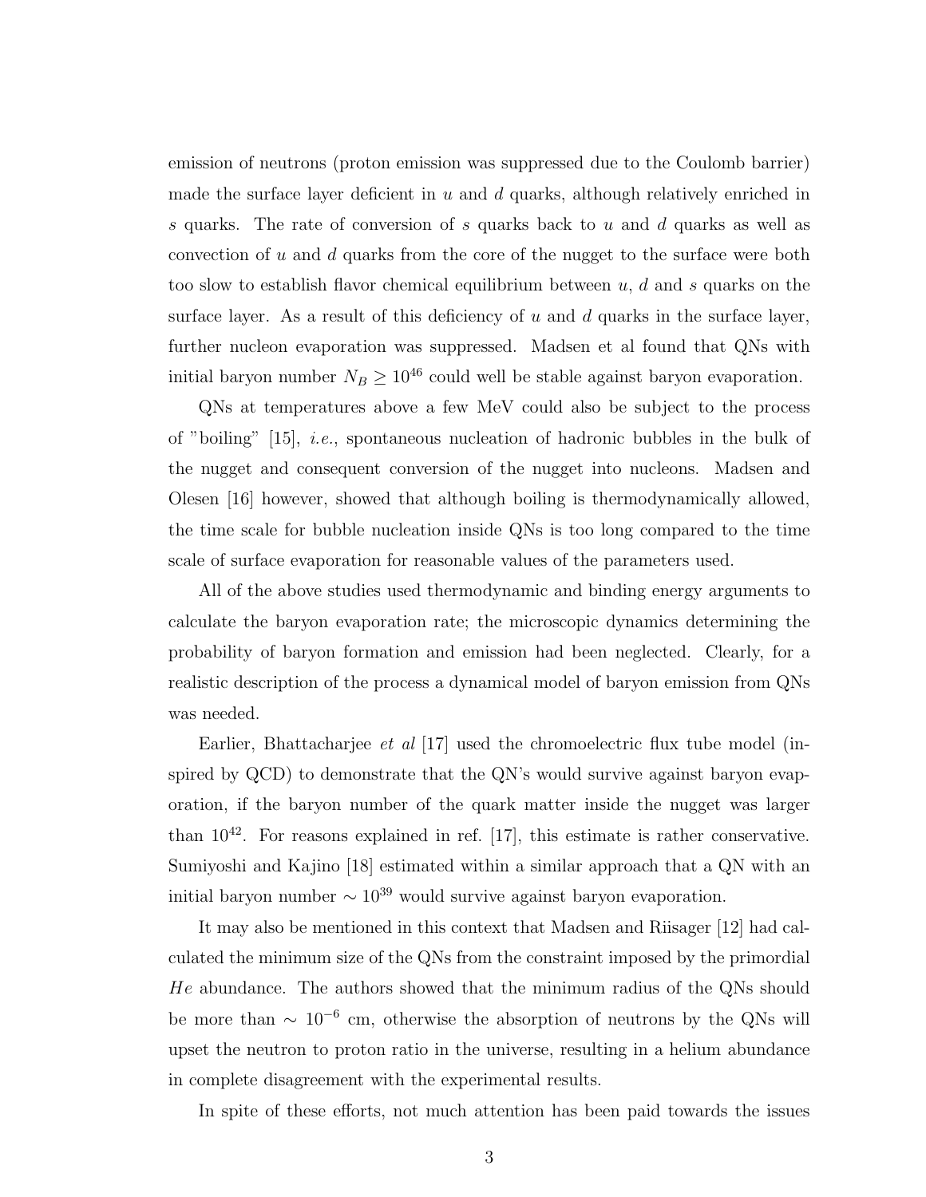emission of neutrons (proton emission was suppressed due to the Coulomb barrier) made the surface layer deficient in $u$ and $d$ quarks, although relatively enriched in $s$ quarks. The rate of conversion of $s$ quarks back to $u$ and $d$ quarks as well as convection of $u$ and $d$ quarks from the core of the nugget to the surface were both too slow to establish flavor chemical equilibrium between $u$, $d$ and $s$ quarks on the surface layer. As a result of this deficiency of $u$ and $d$ quarks in the surface layer, further nucleon evaporation was suppressed. Madsen et al found that QNs with initial baryon number $N_B \geq 10^{46}$ could well be stable against baryon evaporation.

QNs at temperatures above a few MeV could also be subject to the process of "boiling" [15], *i.e.*, spontaneous nucleation of hadronic bubbles in the bulk of the nugget and consequent conversion of the nugget into nucleons. Madsen and Olesen [16] however, showed that although boiling is thermodynamically allowed, the time scale for bubble nucleation inside QNs is too long compared to the time scale of surface evaporation for reasonable values of the parameters used.

All of the above studies used thermodynamic and binding energy arguments to calculate the baryon evaporation rate; the microscopic dynamics determining the probability of baryon formation and emission had been neglected. Clearly, for a realistic description of the process a dynamical model of baryon emission from QNs was needed.

Earlier, Bhattacharjee *et al* [17] used the chromoelectric flux tube model (inspired by QCD) to demonstrate that the QN's would survive against baryon evaporation, if the baryon number of the quark matter inside the nugget was larger than $10^{42}$. For reasons explained in ref. [17], this estimate is rather conservative. Sumiyoshi and Kajino [18] estimated within a similar approach that a QN with an initial baryon number $\sim 10^{39}$ would survive against baryon evaporation.

It may also be mentioned in this context that Madsen and Riisager [12] had calculated the minimum size of the QNs from the constraint imposed by the primordial $He$ abundance. The authors showed that the minimum radius of the QNs should be more than $\sim 10^{-6}$ cm, otherwise the absorption of neutrons by the QNs will upset the neutron to proton ratio in the universe, resulting in a helium abundance in complete disagreement with the experimental results.

In spite of these efforts, not much attention has been paid towards the issues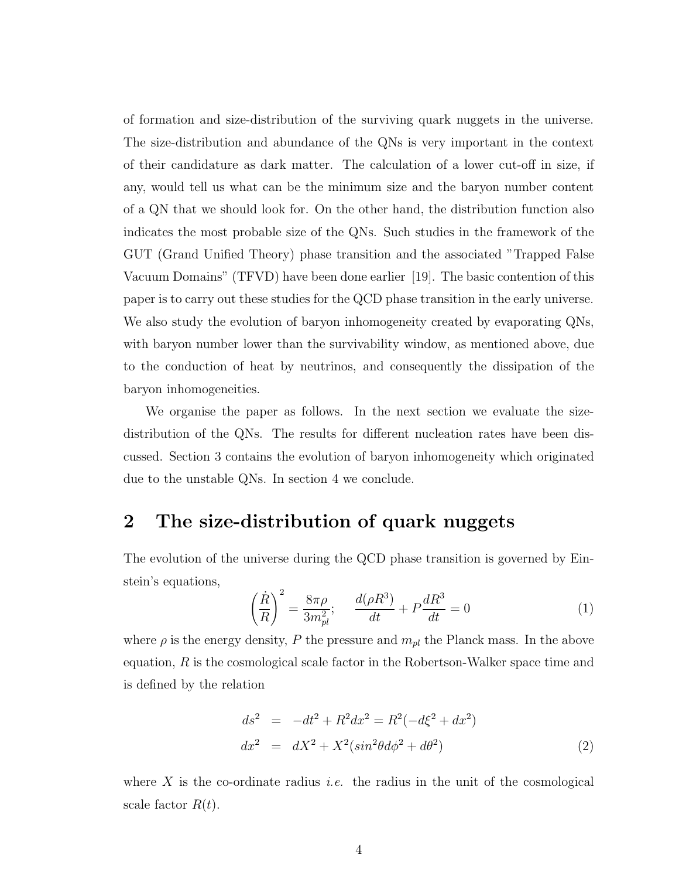of formation and size-distribution of the surviving quark nuggets in the universe. The size-distribution and abundance of the QNs is very important in the context of their candidature as dark matter. The calculation of a lower cut-off in size, if any, would tell us what can be the minimum size and the baryon number content of a QN that we should look for. On the other hand, the distribution function also indicates the most probable size of the QNs. Such studies in the framework of the GUT (Grand Unified Theory) phase transition and the associated "Trapped False Vacuum Domains" (TFVD) have been done earlier [19]. The basic contention of this paper is to carry out these studies for the QCD phase transition in the early universe. We also study the evolution of baryon inhomogeneity created by evaporating QNs, with baryon number lower than the survivability window, as mentioned above, due to the conduction of heat by neutrinos, and consequently the dissipation of the baryon inhomogeneities.

We organise the paper as follows. In the next section we evaluate the size-distribution of the QNs. The results for different nucleation rates have been discussed. Section 3 contains the evolution of baryon inhomogeneity which originated due to the unstable QNs. In section 4 we conclude.

## 2 The size-distribution of quark nuggets

The evolution of the universe during the QCD phase transition is governed by Einstein's equations,

$$\left(\frac{\dot{R}}{R}\right)^2 = \frac{8\pi\rho}{3m_{pl}^2}; \qquad \frac{d(\rho R^3)}{dt} + P\frac{dR^3}{dt} = 0 \tag{1}$$

where $\rho$ is the energy density, $P$ the pressure and $m_{pl}$ the Planck mass. In the above equation, $R$ is the cosmological scale factor in the Robertson-Walker space time and is defined by the relation

$$\begin{aligned} ds^2 &= -dt^2 + R^2 dx^2 = R^2(-d\xi^2 + dx^2) \\ dx^2 &= dX^2 + X^2(sin^2\theta d\phi^2 + d\theta^2) \end{aligned} \tag{2}$$

where $X$ is the co-ordinate radius *i.e.* the radius in the unit of the cosmological scale factor $R(t)$.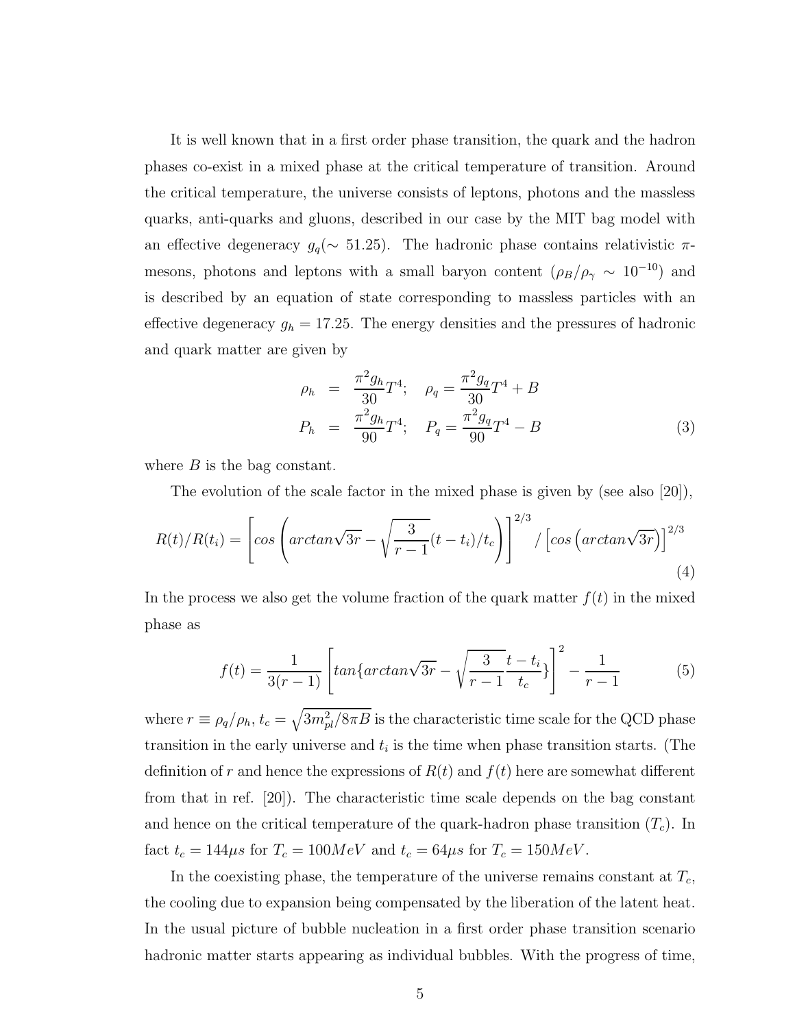It is well known that in a first order phase transition, the quark and the hadron phases co-exist in a mixed phase at the critical temperature of transition. Around the critical temperature, the universe consists of leptons, photons and the massless quarks, anti-quarks and gluons, described in our case by the MIT bag model with an effective degeneracy $g_q (\sim 51.25)$. The hadronic phase contains relativistic $\pi$-mesons, photons and leptons with a small baryon content ($\rho_B/\rho_\gamma \sim 10^{-10}$) and is described by an equation of state corresponding to massless particles with an effective degeneracy $g_h = 17.25$. The energy densities and the pressures of hadronic and quark matter are given by

$$
\begin{aligned}
\rho_h &= \frac{\pi^2 g_h}{30} T^4; \quad \rho_q = \frac{\pi^2 g_q}{30} T^4 + B \\
P_h &= \frac{\pi^2 g_h}{90} T^4; \quad P_q = \frac{\pi^2 g_q}{90} T^4 - B
\end{aligned}
\tag{3}
$$

where $B$ is the bag constant.

The evolution of the scale factor in the mixed phase is given by (see also [20]),

$$
R(t)/R(t_i) = \left[ cos \left( arctan\sqrt{3r} - \sqrt{\frac{3}{r-1}} (t - t_i)/t_c \right) \right]^{2/3} / \left[ cos \left( arctan\sqrt{3r} \right) \right]^{2/3}
\tag{4}
$$

In the process we also get the volume fraction of the quark matter $f(t)$ in the mixed phase as

$$
f(t) = \frac{1}{3(r-1)} \left[ tan\{ arctan\sqrt{3r} - \sqrt{\frac{3}{r-1}} \frac{t - t_i}{t_c} \} \right]^2 - \frac{1}{r-1}
\tag{5}
$$

where $r \equiv \rho_q/\rho_h$, $t_c = \sqrt{3m_{pl}^2/8\pi B}$ is the characteristic time scale for the QCD phase transition in the early universe and $t_i$ is the time when phase transition starts. (The definition of $r$ and hence the expressions of $R(t)$ and $f(t)$ here are somewhat different from that in ref. [20]). The characteristic time scale depends on the bag constant and hence on the critical temperature of the quark-hadron phase transition ($T_c$). In fact $t_c = 144\mu s$ for $T_c = 100 MeV$ and $t_c = 64\mu s$ for $T_c = 150 MeV$.

In the coexisting phase, the temperature of the universe remains constant at $T_c$, the cooling due to expansion being compensated by the liberation of the latent heat. In the usual picture of bubble nucleation in a first order phase transition scenario hadronic matter starts appearing as individual bubbles. With the progress of time,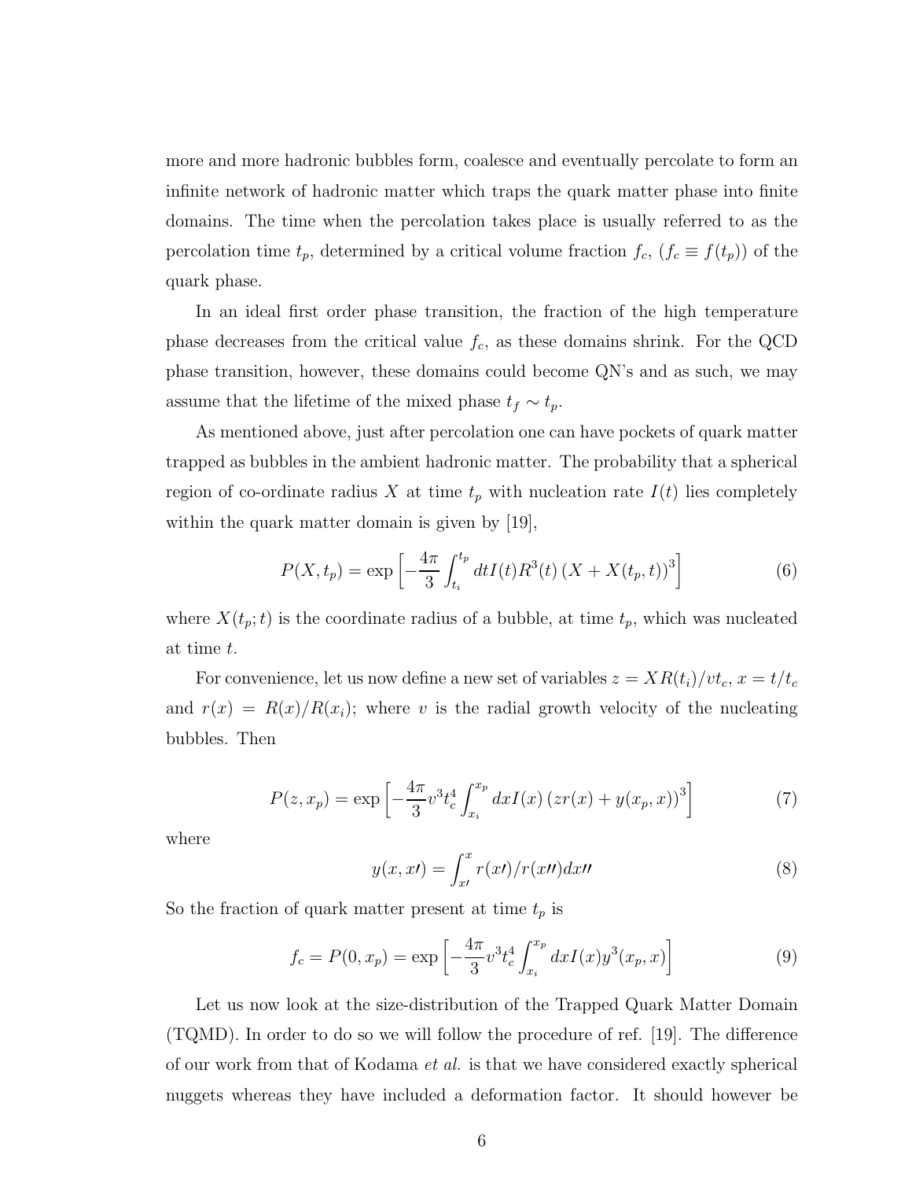more and more hadronic bubbles form, coalesce and eventually percolate to form an infinite network of hadronic matter which traps the quark matter phase into finite domains. The time when the percolation takes place is usually referred to as the percolation time $t_p$, determined by a critical volume fraction $f_c$, ($f_c \equiv f(t_p)$) of the quark phase.

In an ideal first order phase transition, the fraction of the high temperature phase decreases from the critical value $f_c$, as these domains shrink. For the QCD phase transition, however, these domains could become QN's and as such, we may assume that the lifetime of the mixed phase $t_f \sim t_p$.

As mentioned above, just after percolation one can have pockets of quark matter trapped as bubbles in the ambient hadronic matter. The probability that a spherical region of co-ordinate radius $X$ at time $t_p$ with nucleation rate $I(t)$ lies completely within the quark matter domain is given by [19],

$$P(X, t_p) = \exp\left[-\frac{4\pi}{3}\int_{t_i}^{t_p} dt I(t) R^3(t) \left(X + X(t_p, t)\right)^3\right] \tag{6}$$

where $X(t_p; t)$ is the coordinate radius of a bubble, at time $t_p$, which was nucleated at time $t$.

For convenience, let us now define a new set of variables $z = XR(t_i)/vt_c$, $x = t/t_c$ and $r(x) = R(x)/R(x_i)$; where $v$ is the radial growth velocity of the nucleating bubbles. Then

$$P(z, x_p) = \exp\left[-\frac{4\pi}{3}v^3 t_c^4 \int_{x_i}^{x_p} dx I(x) \left(zr(x) + y(x_p, x)\right)^3\right] \tag{7}$$

where

$$y(x, x\prime) = \int_{x\prime}^{x} r(x\prime)/r(x\prime\prime) dx\prime\prime \tag{8}$$

So the fraction of quark matter present at time $t_p$ is

$$f_c = P(0, x_p) = \exp\left[-\frac{4\pi}{3}v^3 t_c^4 \int_{x_i}^{x_p} dx I(x) y^3(x_p, x)\right] \tag{9}$$

Let us now look at the size-distribution of the Trapped Quark Matter Domain (TQMD). In order to do so we will follow the procedure of ref. [19]. The difference of our work from that of Kodama *et al.* is that we have considered exactly spherical nuggets whereas they have included a deformation factor. It should however be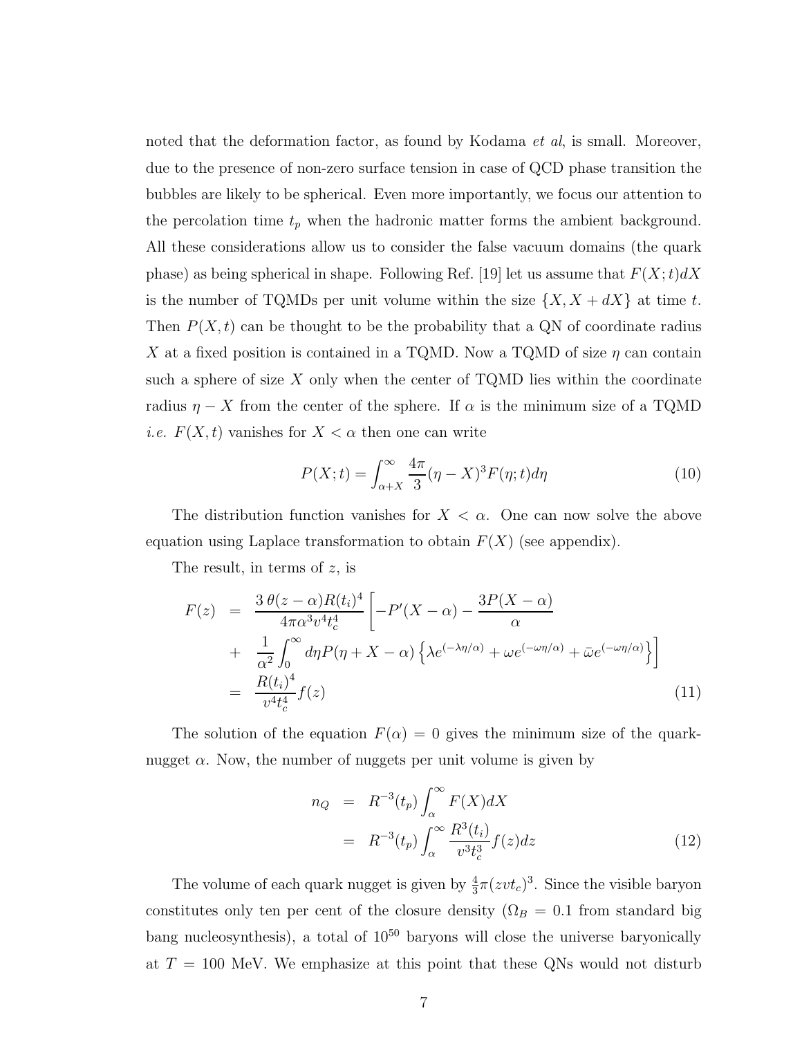noted that the deformation factor, as found by Kodama *et al*, is small. Moreover, due to the presence of non-zero surface tension in case of QCD phase transition the bubbles are likely to be spherical. Even more importantly, we focus our attention to the percolation time $t_p$ when the hadronic matter forms the ambient background. All these considerations allow us to consider the false vacuum domains (the quark phase) as being spherical in shape. Following Ref. [19] let us assume that $F(X;t)dX$ is the number of TQMDs per unit volume within the size $\{X, X+dX\}$ at time $t$. Then $P(X,t)$ can be thought to be the probability that a QN of coordinate radius $X$ at a fixed position is contained in a TQMD. Now a TQMD of size $\eta$ can contain such a sphere of size $X$ only when the center of TQMD lies within the coordinate radius $\eta - X$ from the center of the sphere. If $\alpha$ is the minimum size of a TQMD *i.e.* $F(X,t)$ vanishes for $X < \alpha$ then one can write

$$P(X;t) = \int_{\alpha+X}^{\infty} \frac{4\pi}{3}(\eta - X)^3 F(\eta;t)d\eta \tag{10}$$

The distribution function vanishes for $X < \alpha$. One can now solve the above equation using Laplace transformation to obtain $F(X)$ (see appendix).

The result, in terms of $z$, is

$$\begin{aligned}
F(z) &= \frac{3\,\theta(z-\alpha)R(t_i)^4}{4\pi\alpha^3 v^4 t_c^4}\left[-P'(X-\alpha) - \frac{3P(X-\alpha)}{\alpha}\right. \\
&+ \left.\frac{1}{\alpha^2}\int_0^{\infty} d\eta P(\eta + X - \alpha)\left\{\lambda e^{(-\lambda\eta/\alpha)} + \omega e^{(-\omega\eta/\alpha)} + \bar{\omega} e^{(-\omega\eta/\alpha)}\right\}\right] \\
&= \frac{R(t_i)^4}{v^4 t_c^4} f(z)
\end{aligned} \tag{11}$$

The solution of the equation $F(\alpha) = 0$ gives the minimum size of the quark-nugget $\alpha$. Now, the number of nuggets per unit volume is given by

$$\begin{aligned}
n_Q &= R^{-3}(t_p)\int_{\alpha}^{\infty} F(X)dX \\
&= R^{-3}(t_p)\int_{\alpha}^{\infty} \frac{R^3(t_i)}{v^3 t_c^3} f(z)dz
\end{aligned} \tag{12}$$

The volume of each quark nugget is given by $\frac{4}{3}\pi(zvt_c)^3$. Since the visible baryon constitutes only ten per cent of the closure density ($\Omega_B = 0.1$ from standard big bang nucleosynthesis), a total of $10^{50}$ baryons will close the universe baryonically at $T = 100$ MeV. We emphasize at this point that these QNs would not disturb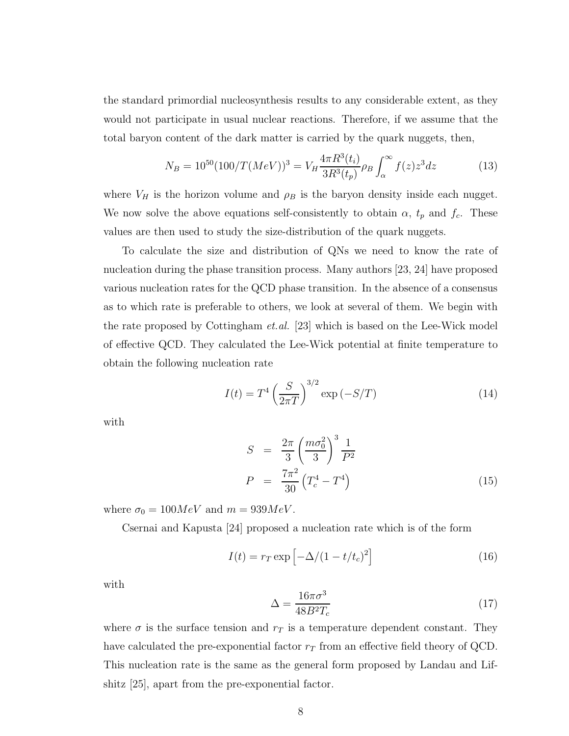the standard primordial nucleosynthesis results to any considerable extent, as they would not participate in usual nuclear reactions. Therefore, if we assume that the total baryon content of the dark matter is carried by the quark nuggets, then,

$$N_B = 10^{50}(100/T(MeV))^3 = V_H \frac{4\pi R^3(t_i)}{3R^3(t_p)} \rho_B \int_\alpha^\infty f(z) z^3 dz \tag{13}$$

where $V_H$ is the horizon volume and $\rho_B$ is the baryon density inside each nugget. We now solve the above equations self-consistently to obtain $\alpha$, $t_p$ and $f_c$. These values are then used to study the size-distribution of the quark nuggets.

To calculate the size and distribution of QNs we need to know the rate of nucleation during the phase transition process. Many authors [23, 24] have proposed various nucleation rates for the QCD phase transition. In the absence of a consensus as to which rate is preferable to others, we look at several of them. We begin with the rate proposed by Cottingham *et.al.* [23] which is based on the Lee-Wick model of effective QCD. They calculated the Lee-Wick potential at finite temperature to obtain the following nucleation rate

$$I(t) = T^4 \left(\frac{S}{2\pi T}\right)^{3/2} \exp\left(-S/T\right) \tag{14}$$

with

$$\begin{aligned} S &= \frac{2\pi}{3} \left(\frac{m\sigma_0^2}{3}\right)^3 \frac{1}{P^2} \\ P &= \frac{7\pi^2}{30}\left(T_c^4 - T^4\right) \end{aligned} \tag{15}$$

where $\sigma_0 = 100MeV$ and $m = 939MeV$.

Csernai and Kapusta [24] proposed a nucleation rate which is of the form

$$I(t) = r_T \exp\left[-\Delta/(1 - t/t_c)^2\right] \tag{16}$$

with

$$\Delta = \frac{16\pi\sigma^3}{48B^2 T_c} \tag{17}$$

where $\sigma$ is the surface tension and $r_T$ is a temperature dependent constant. They have calculated the pre-exponential factor $r_T$ from an effective field theory of QCD. This nucleation rate is the same as the general form proposed by Landau and Lifshitz [25], apart from the pre-exponential factor.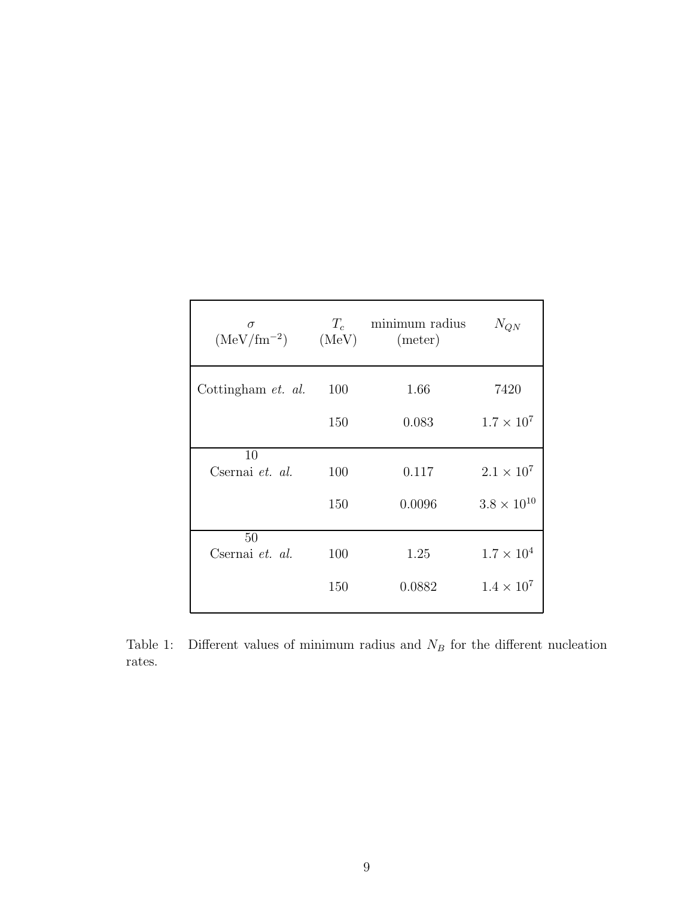| $\sigma$ (MeV/fm$^{-2}$) | $T_c$ (MeV) | minimum radius (meter) | $N_{QN}$ |
|---|---|---|---|
| Cottingham *et. al.* | 100 | 1.66 | 7420 |
| | 150 | 0.083 | $1.7 \times 10^{7}$ |
| 10 Csernai *et. al.* | 100 | 0.117 | $2.1 \times 10^{7}$ |
| | 150 | 0.0096 | $3.8 \times 10^{10}$ |
| 50 Csernai *et. al.* | 100 | 1.25 | $1.7 \times 10^{4}$ |
| | 150 | 0.0882 | $1.4 \times 10^{7}$ |

Table 1: Different values of minimum radius and $N_B$ for the different nucleation rates.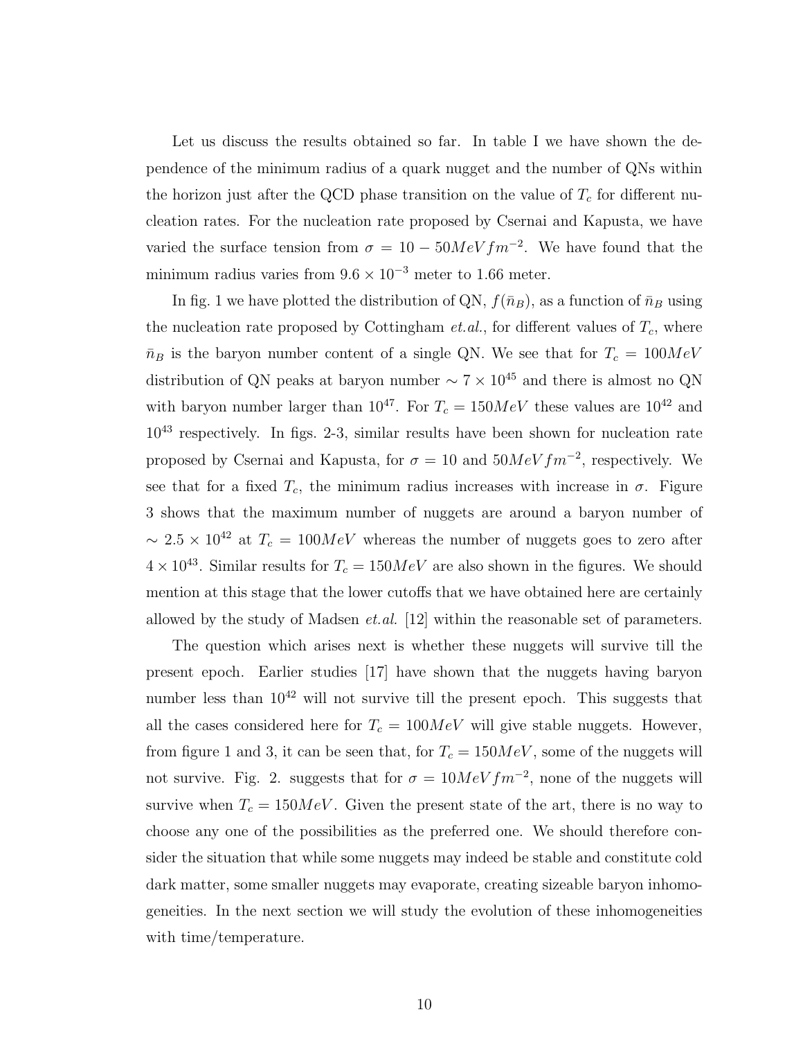Let us discuss the results obtained so far. In table I we have shown the dependence of the minimum radius of a quark nugget and the number of QNs within the horizon just after the QCD phase transition on the value of $T_c$ for different nucleation rates. For the nucleation rate proposed by Csernai and Kapusta, we have varied the surface tension from $\sigma = 10 - 50 MeV fm^{-2}$. We have found that the minimum radius varies from $9.6 \times 10^{-3}$ meter to 1.66 meter.

In fig. 1 we have plotted the distribution of QN, $f(\bar{n}_B)$, as a function of $\bar{n}_B$ using the nucleation rate proposed by Cottingham *et.al.*, for different values of $T_c$, where $\bar{n}_B$ is the baryon number content of a single QN. We see that for $T_c = 100 MeV$ distribution of QN peaks at baryon number $\sim 7 \times 10^{45}$ and there is almost no QN with baryon number larger than $10^{47}$. For $T_c = 150 MeV$ these values are $10^{42}$ and $10^{43}$ respectively. In figs. 2-3, similar results have been shown for nucleation rate proposed by Csernai and Kapusta, for $\sigma = 10$ and $50 MeV fm^{-2}$, respectively. We see that for a fixed $T_c$, the minimum radius increases with increase in $\sigma$. Figure 3 shows that the maximum number of nuggets are around a baryon number of $\sim 2.5 \times 10^{42}$ at $T_c = 100 MeV$ whereas the number of nuggets goes to zero after $4 \times 10^{43}$. Similar results for $T_c = 150 MeV$ are also shown in the figures. We should mention at this stage that the lower cutoffs that we have obtained here are certainly allowed by the study of Madsen *et.al.* [12] within the reasonable set of parameters.

The question which arises next is whether these nuggets will survive till the present epoch. Earlier studies [17] have shown that the nuggets having baryon number less than $10^{42}$ will not survive till the present epoch. This suggests that all the cases considered here for $T_c = 100 MeV$ will give stable nuggets. However, from figure 1 and 3, it can be seen that, for $T_c = 150 MeV$, some of the nuggets will not survive. Fig. 2. suggests that for $\sigma = 10 MeV fm^{-2}$, none of the nuggets will survive when $T_c = 150 MeV$. Given the present state of the art, there is no way to choose any one of the possibilities as the preferred one. We should therefore consider the situation that while some nuggets may indeed be stable and constitute cold dark matter, some smaller nuggets may evaporate, creating sizeable baryon inhomogeneities. In the next section we will study the evolution of these inhomogeneities with time/temperature.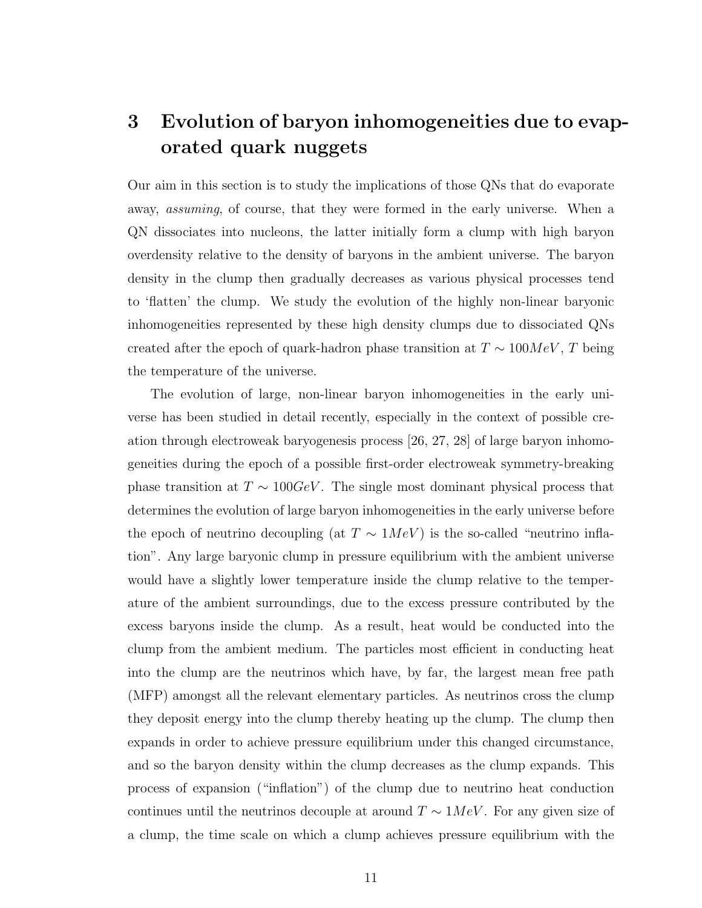# 3 Evolution of baryon inhomogeneities due to evaporated quark nuggets

Our aim in this section is to study the implications of those QNs that do evaporate away, *assuming*, of course, that they were formed in the early universe. When a QN dissociates into nucleons, the latter initially form a clump with high baryon overdensity relative to the density of baryons in the ambient universe. The baryon density in the clump then gradually decreases as various physical processes tend to 'flatten' the clump. We study the evolution of the highly non-linear baryonic inhomogeneities represented by these high density clumps due to dissociated QNs created after the epoch of quark-hadron phase transition at $T \sim 100 MeV$, $T$ being the temperature of the universe.

The evolution of large, non-linear baryon inhomogeneities in the early universe has been studied in detail recently, especially in the context of possible creation through electroweak baryogenesis process [26, 27, 28] of large baryon inhomogeneities during the epoch of a possible first-order electroweak symmetry-breaking phase transition at $T \sim 100 GeV$. The single most dominant physical process that determines the evolution of large baryon inhomogeneities in the early universe before the epoch of neutrino decoupling (at $T \sim 1 MeV$) is the so-called "neutrino inflation". Any large baryonic clump in pressure equilibrium with the ambient universe would have a slightly lower temperature inside the clump relative to the temperature of the ambient surroundings, due to the excess pressure contributed by the excess baryons inside the clump. As a result, heat would be conducted into the clump from the ambient medium. The particles most efficient in conducting heat into the clump are the neutrinos which have, by far, the largest mean free path (MFP) amongst all the relevant elementary particles. As neutrinos cross the clump they deposit energy into the clump thereby heating up the clump. The clump then expands in order to achieve pressure equilibrium under this changed circumstance, and so the baryon density within the clump decreases as the clump expands. This process of expansion ("inflation") of the clump due to neutrino heat conduction continues until the neutrinos decouple at around $T \sim 1 MeV$. For any given size of a clump, the time scale on which a clump achieves pressure equilibrium with the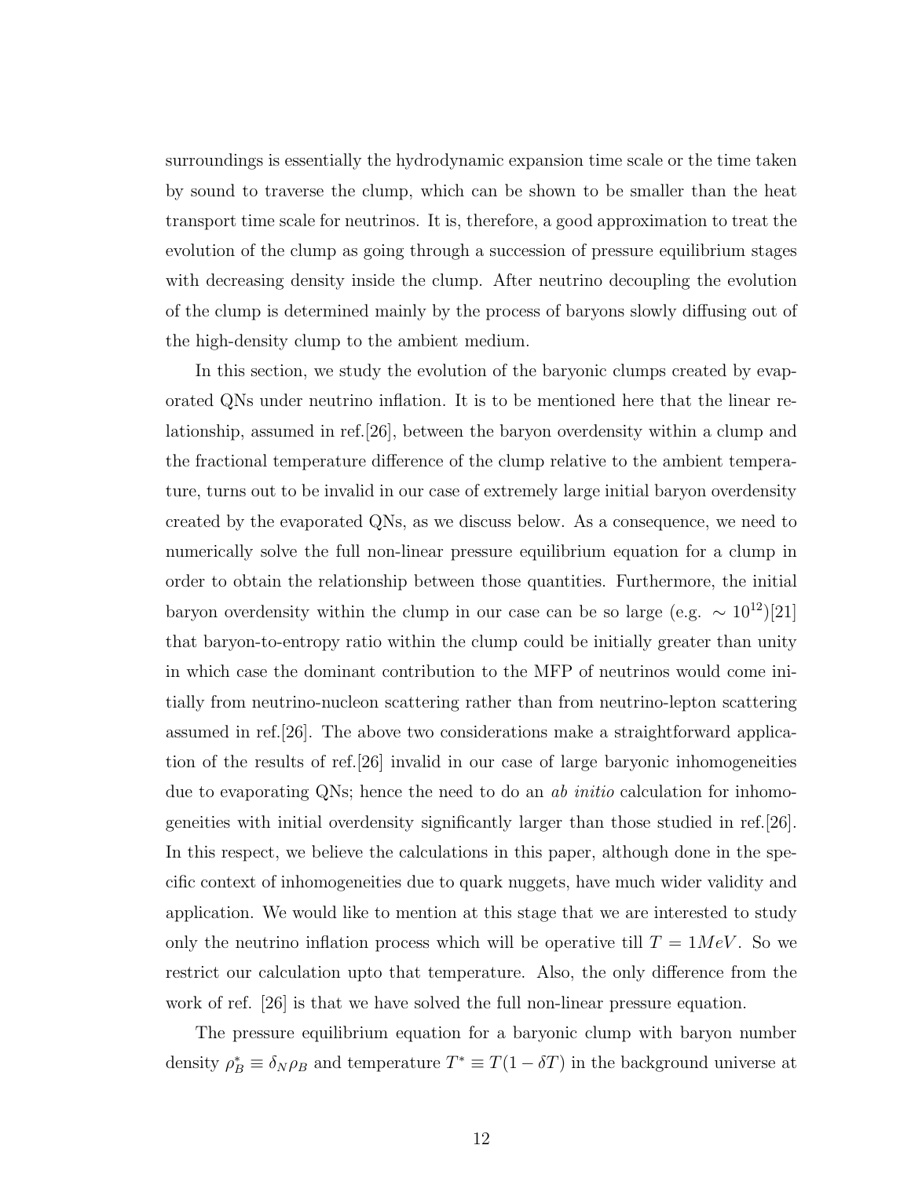surroundings is essentially the hydrodynamic expansion time scale or the time taken by sound to traverse the clump, which can be shown to be smaller than the heat transport time scale for neutrinos. It is, therefore, a good approximation to treat the evolution of the clump as going through a succession of pressure equilibrium stages with decreasing density inside the clump. After neutrino decoupling the evolution of the clump is determined mainly by the process of baryons slowly diffusing out of the high-density clump to the ambient medium.

In this section, we study the evolution of the baryonic clumps created by evaporated QNs under neutrino inflation. It is to be mentioned here that the linear relationship, assumed in ref.[26], between the baryon overdensity within a clump and the fractional temperature difference of the clump relative to the ambient temperature, turns out to be invalid in our case of extremely large initial baryon overdensity created by the evaporated QNs, as we discuss below. As a consequence, we need to numerically solve the full non-linear pressure equilibrium equation for a clump in order to obtain the relationship between those quantities. Furthermore, the initial baryon overdensity within the clump in our case can be so large (e.g. $\sim 10^{12}$)[21] that baryon-to-entropy ratio within the clump could be initially greater than unity in which case the dominant contribution to the MFP of neutrinos would come initially from neutrino-nucleon scattering rather than from neutrino-lepton scattering assumed in ref.[26]. The above two considerations make a straightforward application of the results of ref.[26] invalid in our case of large baryonic inhomogeneities due to evaporating QNs; hence the need to do an *ab initio* calculation for inhomogeneities with initial overdensity significantly larger than those studied in ref.[26]. In this respect, we believe the calculations in this paper, although done in the specific context of inhomogeneities due to quark nuggets, have much wider validity and application. We would like to mention at this stage that we are interested to study only the neutrino inflation process which will be operative till $T = 1MeV$. So we restrict our calculation upto that temperature. Also, the only difference from the work of ref. [26] is that we have solved the full non-linear pressure equation.

The pressure equilibrium equation for a baryonic clump with baryon number density $\rho_B^* \equiv \delta_N \rho_B$ and temperature $T^* \equiv T(1 - \delta T)$ in the background universe at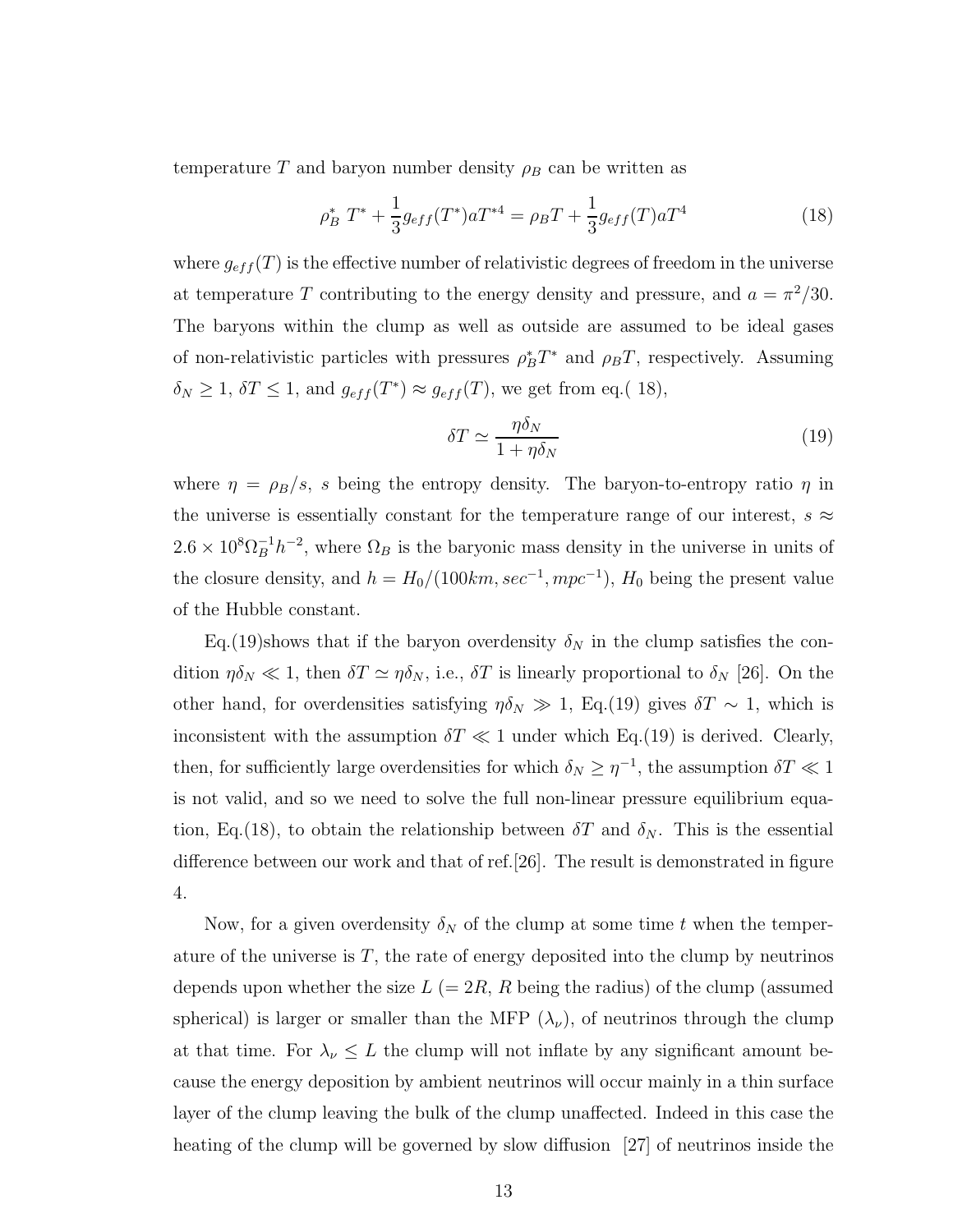temperature $T$ and baryon number density $\rho_B$ can be written as

$$\rho_B^* \, T^* + \frac{1}{3} g_{eff}(T^*) a T^{*4} = \rho_B T + \frac{1}{3} g_{eff}(T) a T^4 \tag{18}$$

where $g_{eff}(T)$ is the effective number of relativistic degrees of freedom in the universe at temperature $T$ contributing to the energy density and pressure, and $a = \pi^2/30$. The baryons within the clump as well as outside are assumed to be ideal gases of non-relativistic particles with pressures $\rho_B^* T^*$ and $\rho_B T$, respectively. Assuming $\delta_N \geq 1$, $\delta T \leq 1$, and $g_{eff}(T^*) \approx g_{eff}(T)$, we get from eq.( 18),

$$\delta T \simeq \frac{\eta \delta_N}{1 + \eta \delta_N} \tag{19}$$

where $\eta = \rho_B/s$, $s$ being the entropy density. The baryon-to-entropy ratio $\eta$ in the universe is essentially constant for the temperature range of our interest, $s \approx 2.6 \times 10^8 \Omega_B^{-1} h^{-2}$, where $\Omega_B$ is the baryonic mass density in the universe in units of the closure density, and $h = H_0/(100km, sec^{-1}, mpc^{-1})$, $H_0$ being the present value of the Hubble constant.

Eq.(19)shows that if the baryon overdensity $\delta_N$ in the clump satisfies the condition $\eta \delta_N \ll 1$, then $\delta T \simeq \eta \delta_N$, i.e., $\delta T$ is linearly proportional to $\delta_N$ [26]. On the other hand, for overdensities satisfying $\eta \delta_N \gg 1$, Eq.(19) gives $\delta T \sim 1$, which is inconsistent with the assumption $\delta T \ll 1$ under which Eq.(19) is derived. Clearly, then, for sufficiently large overdensities for which $\delta_N \geq \eta^{-1}$, the assumption $\delta T \ll 1$ is not valid, and so we need to solve the full non-linear pressure equilibrium equation, Eq.(18), to obtain the relationship between $\delta T$ and $\delta_N$. This is the essential difference between our work and that of ref.[26]. The result is demonstrated in figure 4.

Now, for a given overdensity $\delta_N$ of the clump at some time $t$ when the temperature of the universe is $T$, the rate of energy deposited into the clump by neutrinos depends upon whether the size $L$ ($= 2R$, $R$ being the radius) of the clump (assumed spherical) is larger or smaller than the MFP ($\lambda_\nu$), of neutrinos through the clump at that time. For $\lambda_\nu \leq L$ the clump will not inflate by any significant amount because the energy deposition by ambient neutrinos will occur mainly in a thin surface layer of the clump leaving the bulk of the clump unaffected. Indeed in this case the heating of the clump will be governed by slow diffusion [27] of neutrinos inside the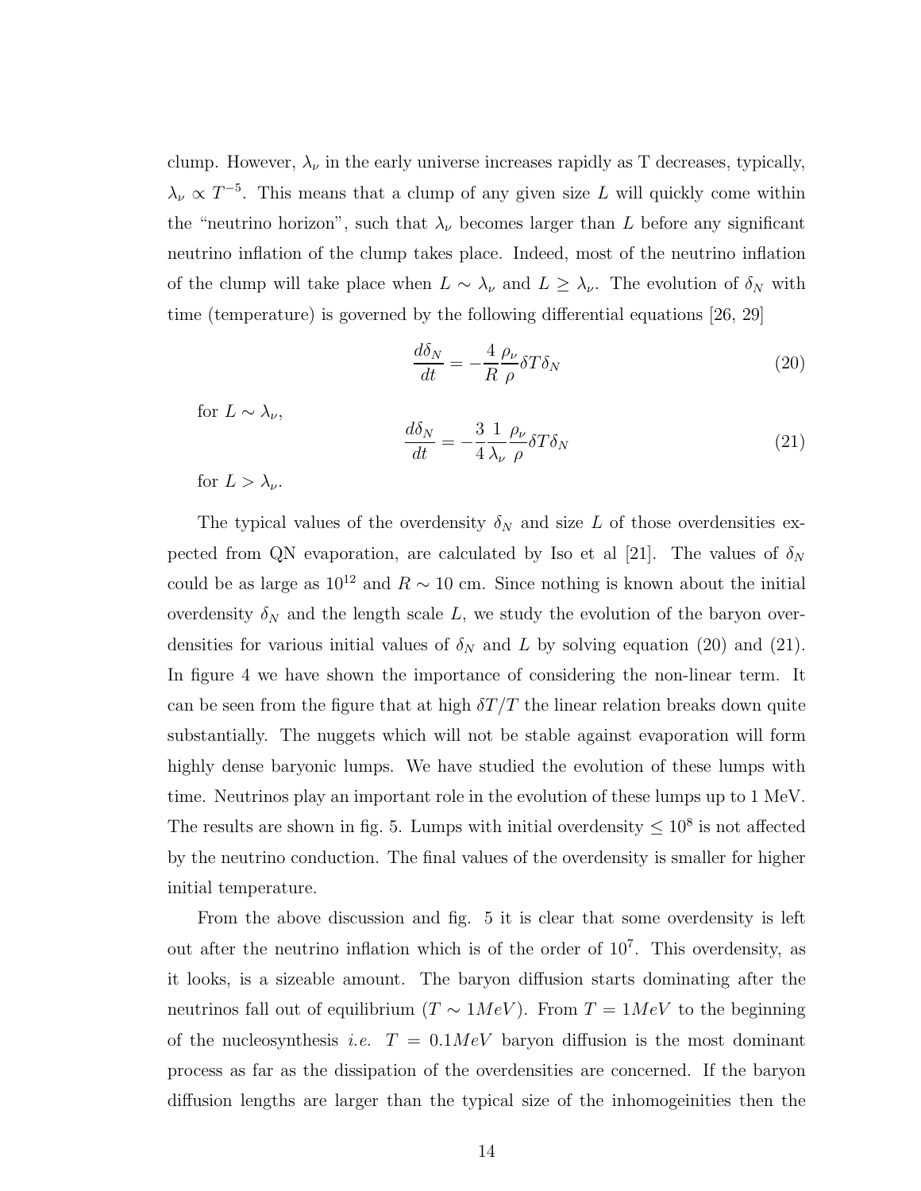clump. However, $\lambda_\nu$ in the early universe increases rapidly as T decreases, typically, $\lambda_\nu \propto T^{-5}$. This means that a clump of any given size $L$ will quickly come within the "neutrino horizon", such that $\lambda_\nu$ becomes larger than $L$ before any significant neutrino inflation of the clump takes place. Indeed, most of the neutrino inflation of the clump will take place when $L \sim \lambda_\nu$ and $L \geq \lambda_\nu$. The evolution of $\delta_N$ with time (temperature) is governed by the following differential equations [26, 29]

$$\frac{d\delta_N}{dt} = -\frac{4}{R}\frac{\rho_\nu}{\rho}\delta T \delta_N \tag{20}$$

for $L \sim \lambda_\nu$,

$$\frac{d\delta_N}{dt} = -\frac{3}{4}\frac{1}{\lambda_\nu}\frac{\rho_\nu}{\rho}\delta T \delta_N \tag{21}$$

for $L > \lambda_\nu$.

The typical values of the overdensity $\delta_N$ and size $L$ of those overdensities expected from QN evaporation, are calculated by Iso et al [21]. The values of $\delta_N$ could be as large as $10^{12}$ and $R \sim 10$ cm. Since nothing is known about the initial overdensity $\delta_N$ and the length scale $L$, we study the evolution of the baryon overdensities for various initial values of $\delta_N$ and $L$ by solving equation (20) and (21). In figure 4 we have shown the importance of considering the non-linear term. It can be seen from the figure that at high $\delta T/T$ the linear relation breaks down quite substantially. The nuggets which will not be stable against evaporation will form highly dense baryonic lumps. We have studied the evolution of these lumps with time. Neutrinos play an important role in the evolution of these lumps up to 1 MeV. The results are shown in fig. 5. Lumps with initial overdensity $\leq 10^8$ is not affected by the neutrino conduction. The final values of the overdensity is smaller for higher initial temperature.

From the above discussion and fig. 5 it is clear that some overdensity is left out after the neutrino inflation which is of the order of $10^7$. This overdensity, as it looks, is a sizeable amount. The baryon diffusion starts dominating after the neutrinos fall out of equilibrium ($T \sim 1MeV$). From $T = 1MeV$ to the beginning of the nucleosynthesis *i.e.* $T = 0.1MeV$ baryon diffusion is the most dominant process as far as the dissipation of the overdensities are concerned. If the baryon diffusion lengths are larger than the typical size of the inhomogeinities then the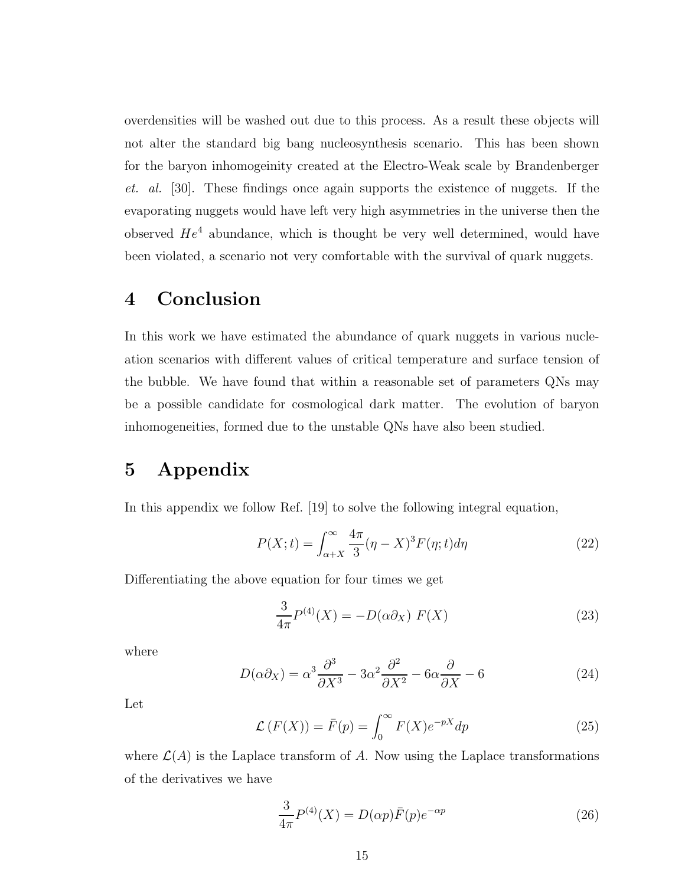overdensities will be washed out due to this process. As a result these objects will not alter the standard big bang nucleosynthesis scenario. This has been shown for the baryon inhomogeinity created at the Electro-Weak scale by Brandenberger *et. al.* [30]. These findings once again supports the existence of nuggets. If the evaporating nuggets would have left very high asymmetries in the universe then the observed $He^4$ abundance, which is thought be very well determined, would have been violated, a scenario not very comfortable with the survival of quark nuggets.

# 4 Conclusion

In this work we have estimated the abundance of quark nuggets in various nucleation scenarios with different values of critical temperature and surface tension of the bubble. We have found that within a reasonable set of parameters QNs may be a possible candidate for cosmological dark matter. The evolution of baryon inhomogeneities, formed due to the unstable QNs have also been studied.

# 5 Appendix

In this appendix we follow Ref. [19] to solve the following integral equation,

$$P(X;t) = \int_{\alpha+X}^{\infty} \frac{4\pi}{3}(\eta - X)^3 F(\eta;t) d\eta \tag{22}$$

Differentiating the above equation for four times we get

$$\frac{3}{4\pi} P^{(4)}(X) = -D(\alpha\partial_X)\ F(X) \tag{23}$$

where

$$D(\alpha\partial_X) = \alpha^3 \frac{\partial^3}{\partial X^3} - 3\alpha^2 \frac{\partial^2}{\partial X^2} - 6\alpha \frac{\partial}{\partial X} - 6 \tag{24}$$

Let

$$\mathcal{L}\left(F(X)\right) = \bar{F}(p) = \int_0^{\infty} F(X) e^{-pX} dp \tag{25}$$

where $\mathcal{L}(A)$ is the Laplace transform of $A$. Now using the Laplace transformations of the derivatives we have

$$\frac{3}{4\pi} P^{(4)}(X) = D(\alpha p)\bar{F}(p)e^{-\alpha p} \tag{26}$$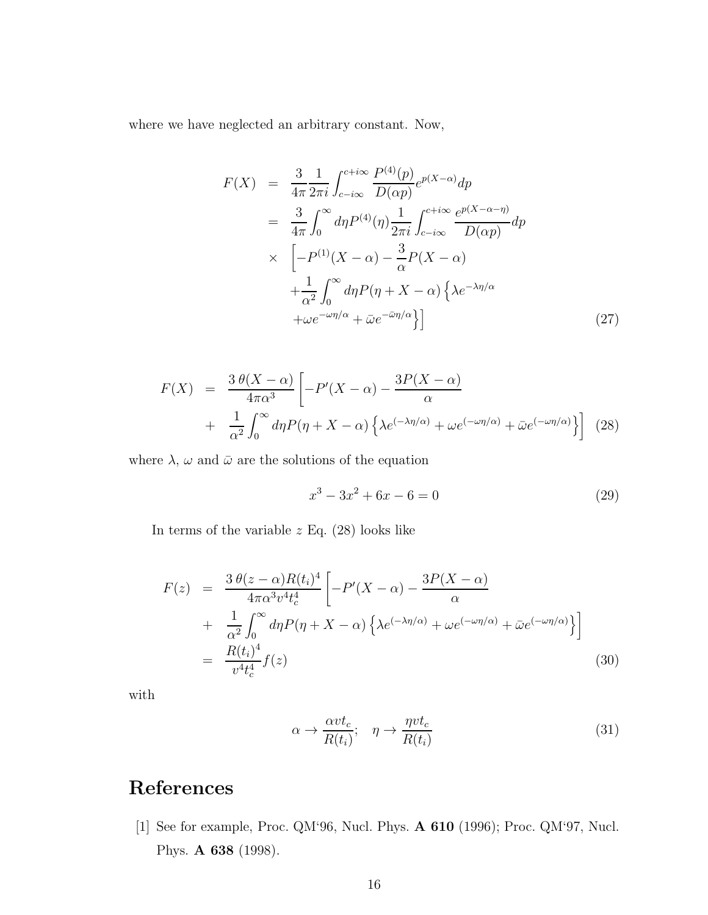where we have neglected an arbitrary constant. Now,

$$
\begin{aligned}
F(X) &= \frac{3}{4\pi}\frac{1}{2\pi i}\int_{c-i\infty}^{c+i\infty}\frac{P^{(4)}(p)}{D(\alpha p)}e^{p(X-\alpha)}dp \\
&= \frac{3}{4\pi}\int_0^\infty d\eta P^{(4)}(\eta)\frac{1}{2\pi i}\int_{c-i\infty}^{c+i\infty}\frac{e^{p(X-\alpha-\eta)}}{D(\alpha p)}dp \\
&\times \left[-P^{(1)}(X-\alpha) - \frac{3}{\alpha}P(X-\alpha)\right. \\
&+\frac{1}{\alpha^2}\int_0^\infty d\eta P(\eta + X - \alpha)\left\{\lambda e^{-\lambda\eta/\alpha}\right. \\
&\left.\left.+\omega e^{-\omega\eta/\alpha} + \bar{\omega}e^{-\bar{\omega}\eta/\alpha}\right\}\right] \qquad (27)
\end{aligned}
$$

$$
\begin{aligned}
F(X) &= \frac{3\,\theta(X-\alpha)}{4\pi\alpha^3}\left[-P'(X-\alpha) - \frac{3P(X-\alpha)}{\alpha}\right. \\
&+ \left.\frac{1}{\alpha^2}\int_0^\infty d\eta P(\eta + X - \alpha)\left\{\lambda e^{(-\lambda\eta/\alpha)} + \omega e^{(-\omega\eta/\alpha)} + \bar{\omega}e^{(-\omega\eta/\alpha)}\right\}\right] \quad (28)
\end{aligned}
$$

where $\lambda$, $\omega$ and $\bar{\omega}$ are the solutions of the equation

$$
x^3 - 3x^2 + 6x - 6 = 0 \qquad (29)
$$

In terms of the variable $z$ Eq. (28) looks like

$$
\begin{aligned}
F(z) &= \frac{3\,\theta(z-\alpha)R(t_i)^4}{4\pi\alpha^3 v^4 t_c^4}\left[-P'(X-\alpha) - \frac{3P(X-\alpha)}{\alpha}\right. \\
&+ \left.\frac{1}{\alpha^2}\int_0^\infty d\eta P(\eta + X - \alpha)\left\{\lambda e^{(-\lambda\eta/\alpha)} + \omega e^{(-\omega\eta/\alpha)} + \bar{\omega}e^{(-\omega\eta/\alpha)}\right\}\right] \\
&= \frac{R(t_i)^4}{v^4 t_c^4}f(z) \qquad (30)
\end{aligned}
$$

with

$$
\alpha \rightarrow \frac{\alpha v t_c}{R(t_i)}; \quad \eta \rightarrow \frac{\eta v t_c}{R(t_i)} \qquad (31)
$$

# References

[1] See for example, Proc. QM'96, Nucl. Phys. **A 610** (1996); Proc. QM'97, Nucl. Phys. **A 638** (1998).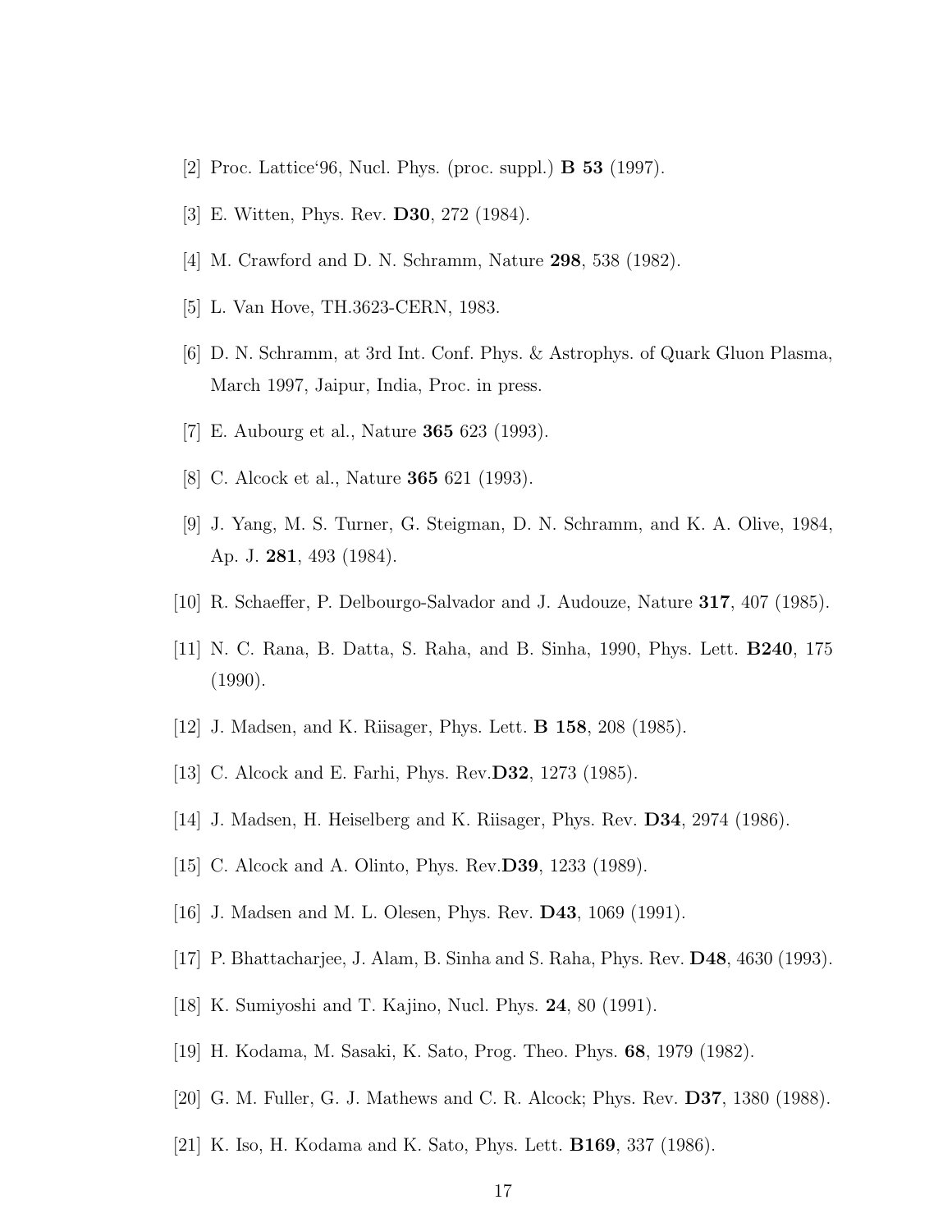[2] Proc. Lattice‘96, Nucl. Phys. (proc. suppl.) **B 53** (1997).

[3] E. Witten, Phys. Rev. **D30**, 272 (1984).

[4] M. Crawford and D. N. Schramm, Nature **298**, 538 (1982).

[5] L. Van Hove, TH.3623-CERN, 1983.

[6] D. N. Schramm, at 3rd Int. Conf. Phys. & Astrophys. of Quark Gluon Plasma, March 1997, Jaipur, India, Proc. in press.

[7] E. Aubourg et al., Nature **365** 623 (1993).

[8] C. Alcock et al., Nature **365** 621 (1993).

[9] J. Yang, M. S. Turner, G. Steigman, D. N. Schramm, and K. A. Olive, 1984, Ap. J. **281**, 493 (1984).

[10] R. Schaeffer, P. Delbourgo-Salvador and J. Audouze, Nature **317**, 407 (1985).

[11] N. C. Rana, B. Datta, S. Raha, and B. Sinha, 1990, Phys. Lett. **B240**, 175 (1990).

[12] J. Madsen, and K. Riisager, Phys. Lett. **B 158**, 208 (1985).

[13] C. Alcock and E. Farhi, Phys. Rev.**D32**, 1273 (1985).

[14] J. Madsen, H. Heiselberg and K. Riisager, Phys. Rev. **D34**, 2974 (1986).

[15] C. Alcock and A. Olinto, Phys. Rev.**D39**, 1233 (1989).

[16] J. Madsen and M. L. Olesen, Phys. Rev. **D43**, 1069 (1991).

[17] P. Bhattacharjee, J. Alam, B. Sinha and S. Raha, Phys. Rev. **D48**, 4630 (1993).

[18] K. Sumiyoshi and T. Kajino, Nucl. Phys. **24**, 80 (1991).

[19] H. Kodama, M. Sasaki, K. Sato, Prog. Theo. Phys. **68**, 1979 (1982).

[20] G. M. Fuller, G. J. Mathews and C. R. Alcock; Phys. Rev. **D37**, 1380 (1988).

[21] K. Iso, H. Kodama and K. Sato, Phys. Lett. **B169**, 337 (1986).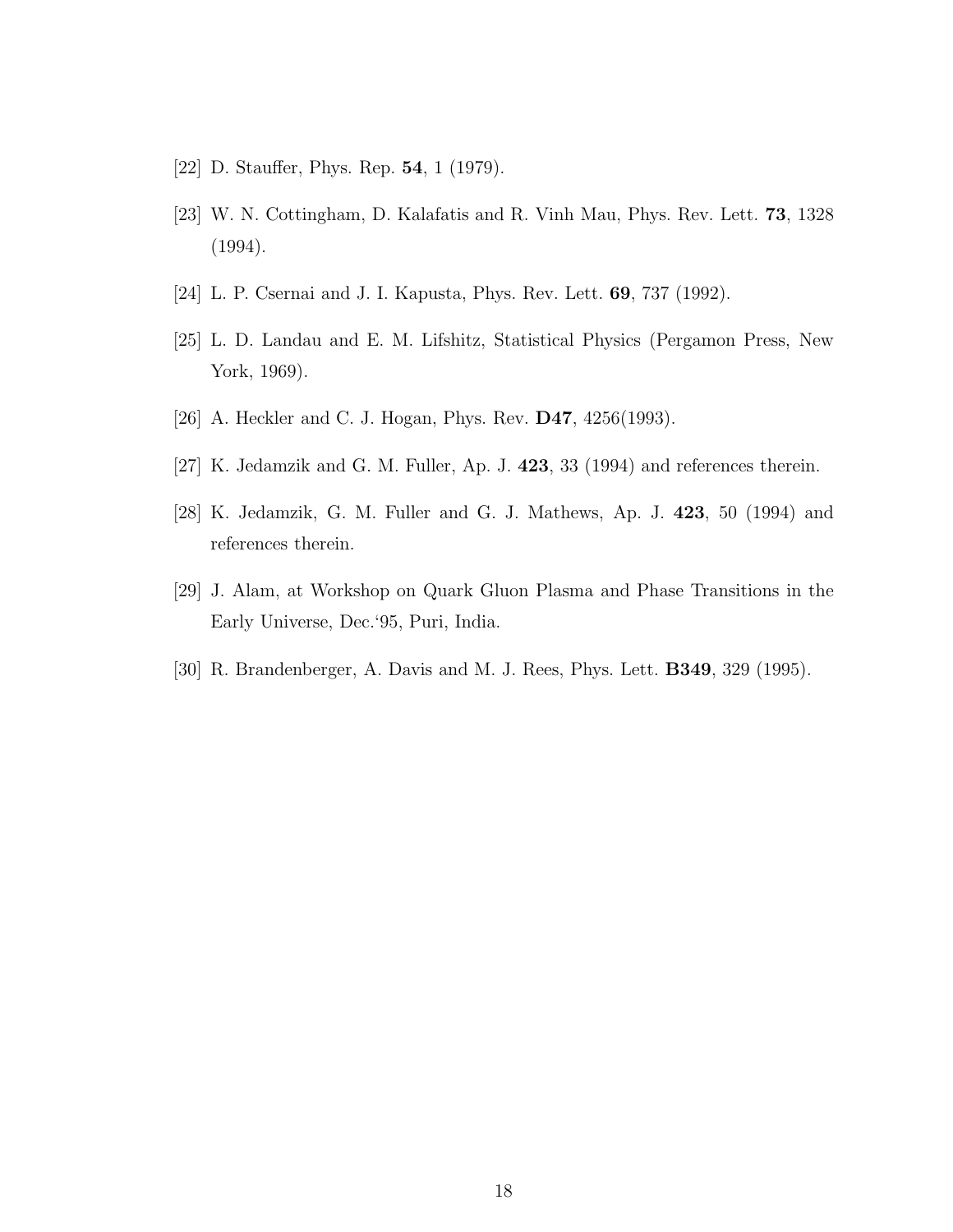[22] D. Stauffer, Phys. Rep. **54**, 1 (1979).

[23] W. N. Cottingham, D. Kalafatis and R. Vinh Mau, Phys. Rev. Lett. **73**, 1328 (1994).

[24] L. P. Csernai and J. I. Kapusta, Phys. Rev. Lett. **69**, 737 (1992).

[25] L. D. Landau and E. M. Lifshitz, Statistical Physics (Pergamon Press, New York, 1969).

[26] A. Heckler and C. J. Hogan, Phys. Rev. **D47**, 4256(1993).

[27] K. Jedamzik and G. M. Fuller, Ap. J. **423**, 33 (1994) and references therein.

[28] K. Jedamzik, G. M. Fuller and G. J. Mathews, Ap. J. **423**, 50 (1994) and references therein.

[29] J. Alam, at Workshop on Quark Gluon Plasma and Phase Transitions in the Early Universe, Dec.'95, Puri, India.

[30] R. Brandenberger, A. Davis and M. J. Rees, Phys. Lett. **B349**, 329 (1995).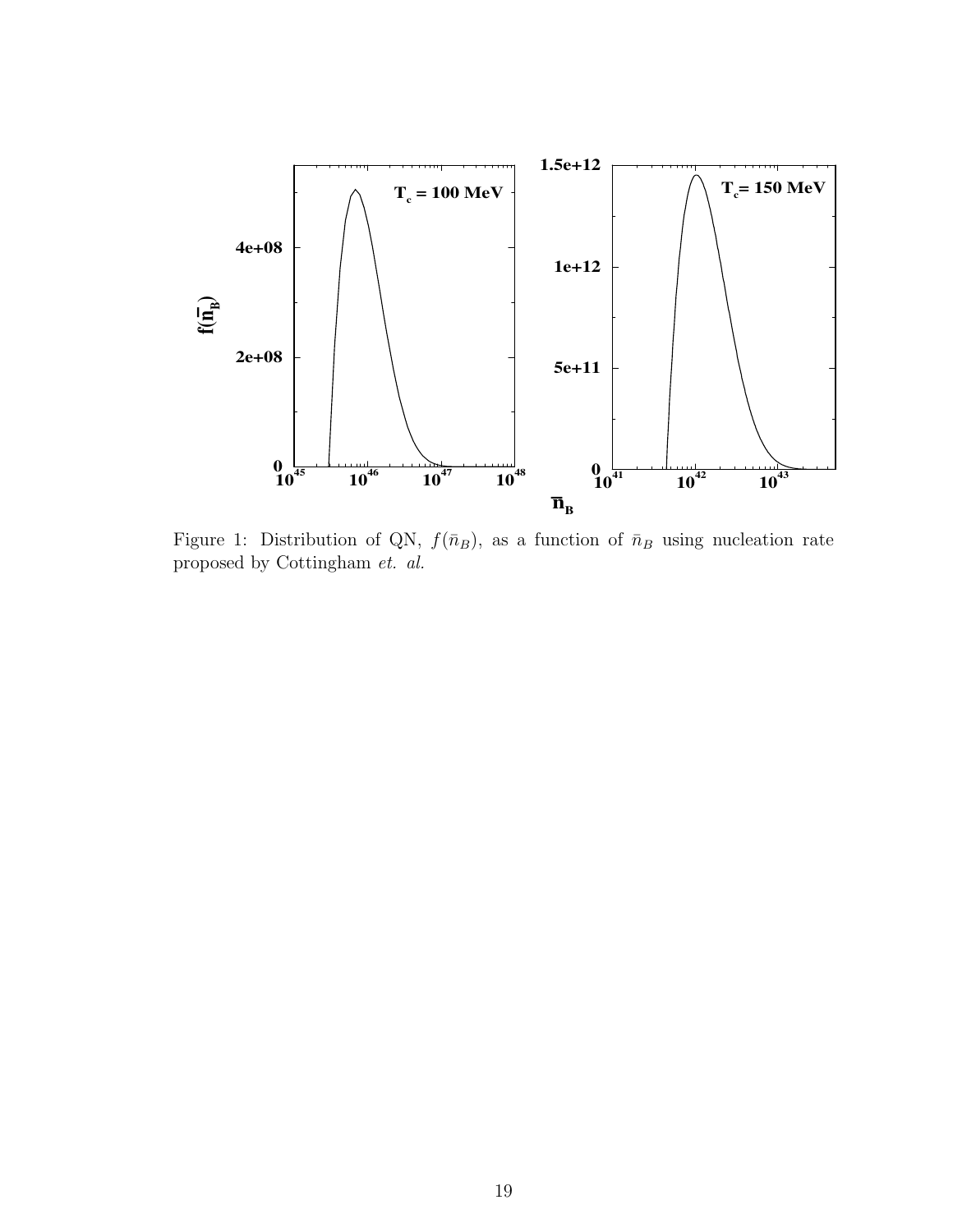Figure 1: Distribution of QN, $f(\bar{n}_B)$, as a function of $\bar{n}_B$ using nucleation rate proposed by Cottingham *et. al.*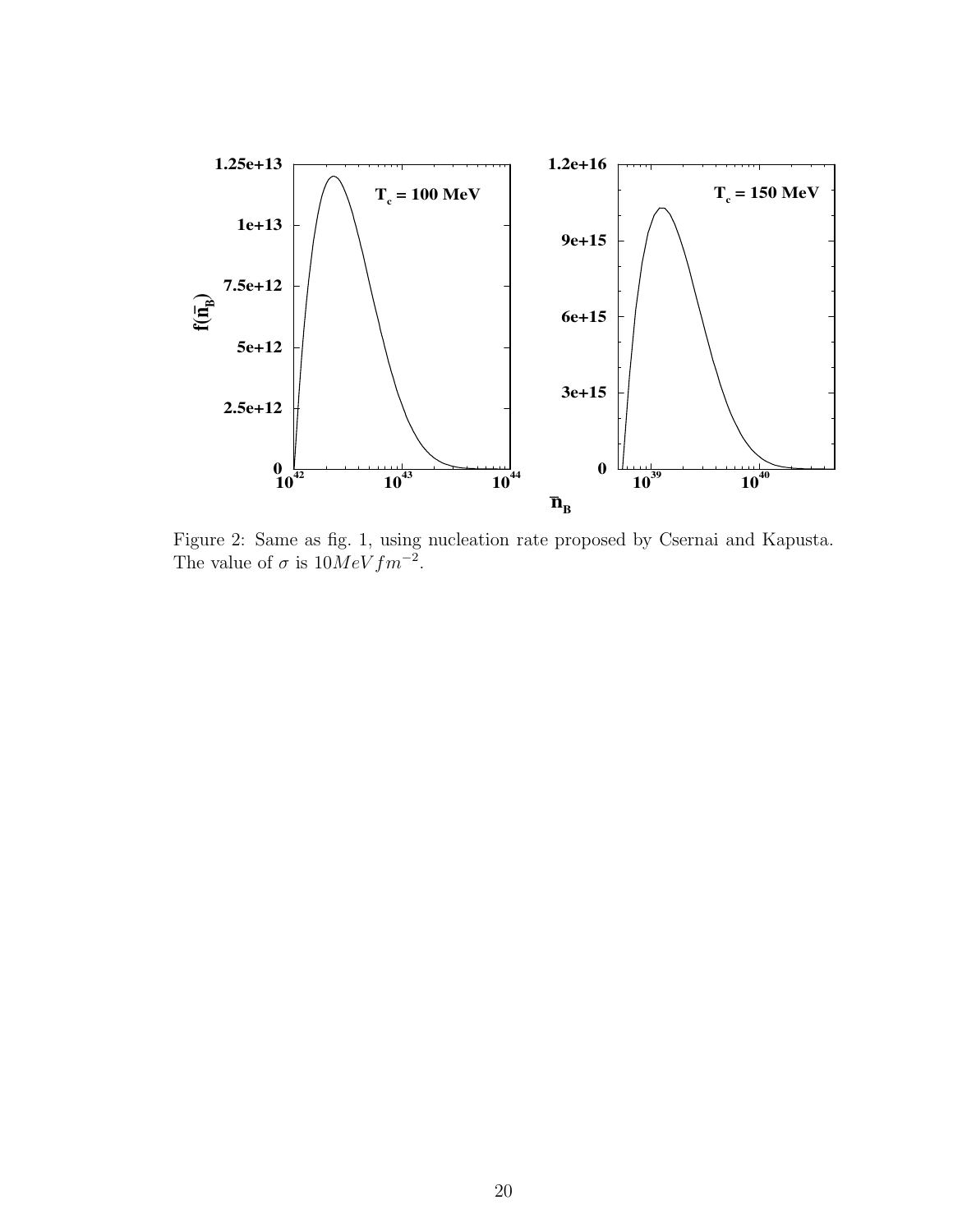Figure 2: Same as fig. 1, using nucleation rate proposed by Csernai and Kapusta. The value of $\sigma$ is $10 MeV fm^{-2}$.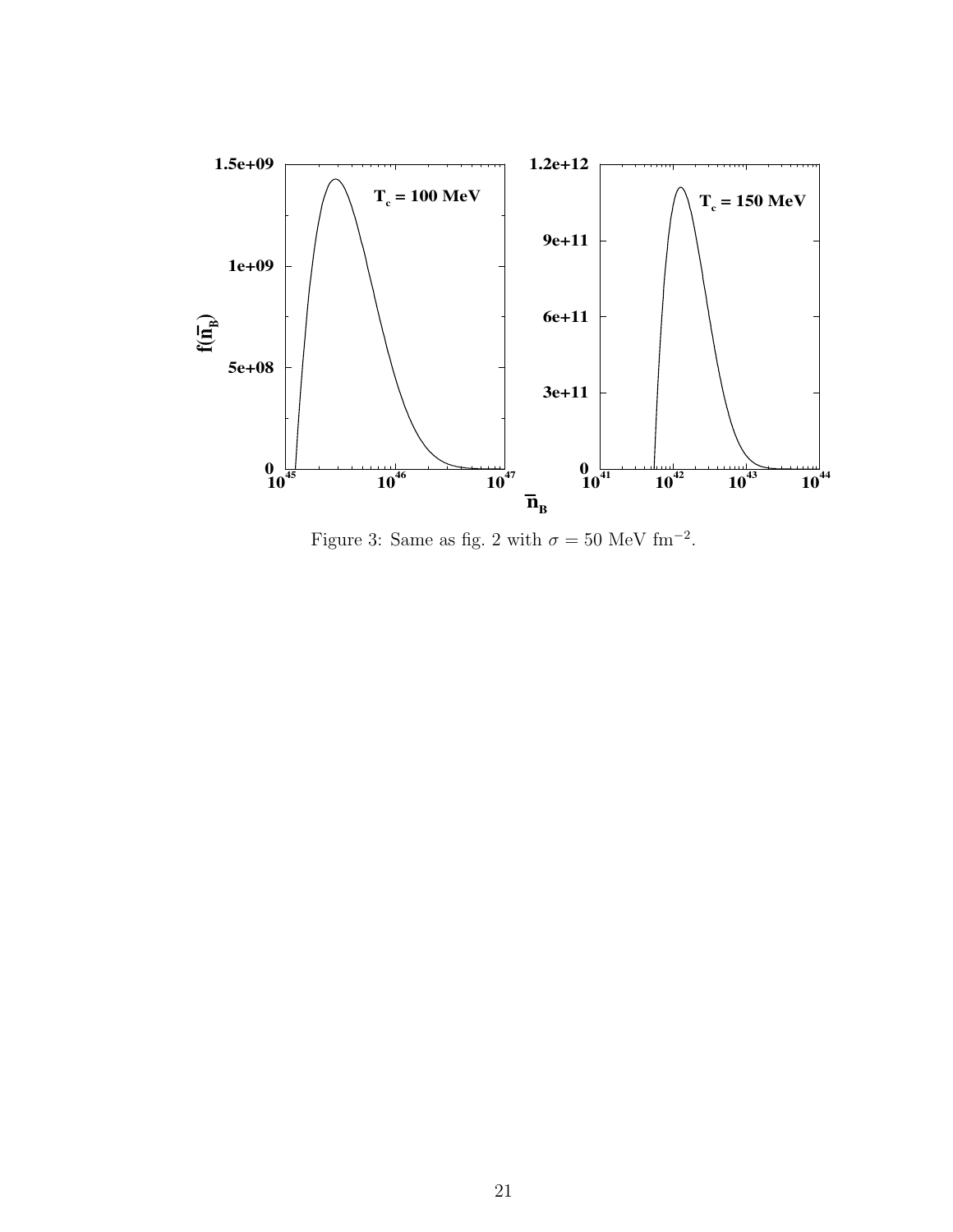Figure 3: Same as fig. 2 with $\sigma = 50$ MeV fm$^{-2}$.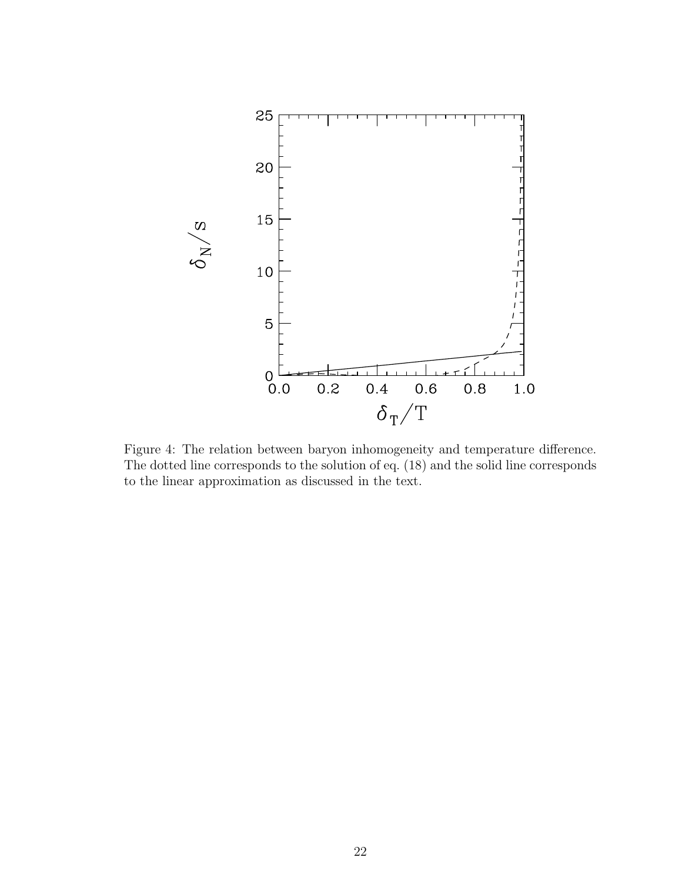Figure 4: The relation between baryon inhomogeneity and temperature difference. The dotted line corresponds to the solution of eq. (18) and the solid line corresponds to the linear approximation as discussed in the text.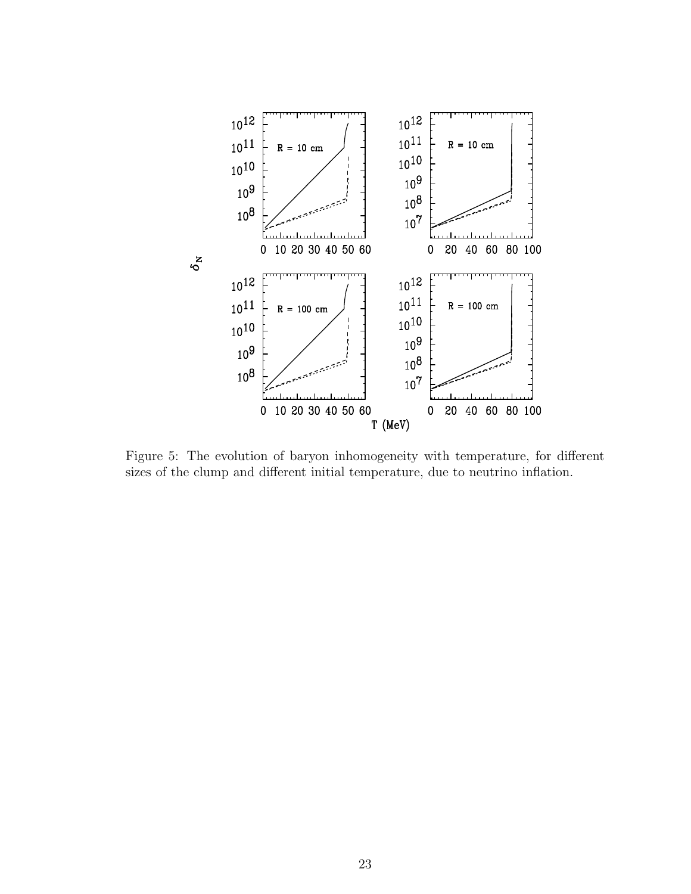$\delta_N$

R = 10 cm

$10^{12}$
$10^{11}$
$10^{10}$
$10^{9}$
$10^{8}$

0 10 20 30 40 50 60

R = 10 cm

$10^{12}$
$10^{11}$
$10^{10}$
$10^{9}$
$10^{8}$
$10^{7}$

0 20 40 60 80 100

R = 100 cm

$10^{12}$
$10^{11}$
$10^{10}$
$10^{9}$
$10^{8}$

0 10 20 30 40 50 60

R = 100 cm

$10^{12}$
$10^{11}$
$10^{10}$
$10^{9}$
$10^{8}$
$10^{7}$

0 20 40 60 80 100

T (MeV)

Figure 5: The evolution of baryon inhomogeneity with temperature, for different sizes of the clump and different initial temperature, due to neutrino inflation.